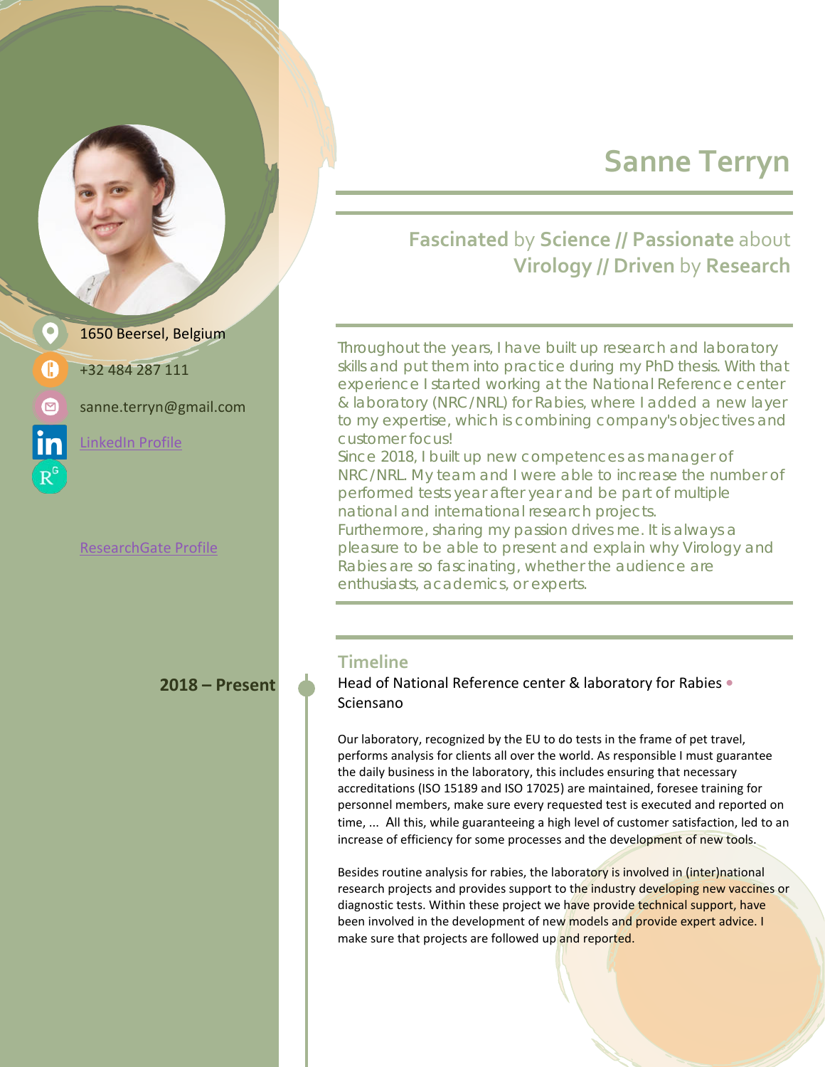# Sanne Terryn

## **Fascinated** by **Science // Passionate** about **Virology // Driven** by **Research**

1650 Beersel, Belgium

+32 484 287 111

sanne.terryn@gmail.com

LinkedIn Profile

ResearchGate Profile

Throughout the years, I have built up research and laboratory skills and put them into practice during my PhD thesis. With that experience I started working at the National Reference center & laboratory (NRC/NRL) for Rabies, where I added a new layer to my expertise, which is combining company's objectives and customer focus!

Since 2018, I built up new competences as manager of NRC/NRL. My team and I were able to increase the number of performed tests year after year and be part of multiple national and international research projects.

Furthermore, sharing my passion drives me. It is always a pleasure to be able to present and explain why Virology and Rabies are so fascinating, whether the audience are enthusiasts, academics, or experts.

## Timeline

**2018 – Present**

Head of National Reference center & laboratory for Rabies • Sciensano

Our laboratory, recognized by the EU to do tests in the frame of pet travel, performs analysis for clients all over the world. As responsible I must guarantee the daily business in the laboratory, this includes ensuring that necessary accreditations (ISO 15189 and ISO 17025) are maintained, foresee training for personnel members, make sure every requested test is executed and reported on time, ... All this, while guaranteeing a high level of customer satisfaction, led to an increase of efficiency for some processes and the development of new tools.

Besides routine analysis for rabies, the laboratory is involved in (inter)national research projects and provides support to the industry developing new vaccines or diagnostic tests. Within these project we have provide technical support, have been involved in the development of new models and provide expert advice. I make sure that projects are followed up and reported.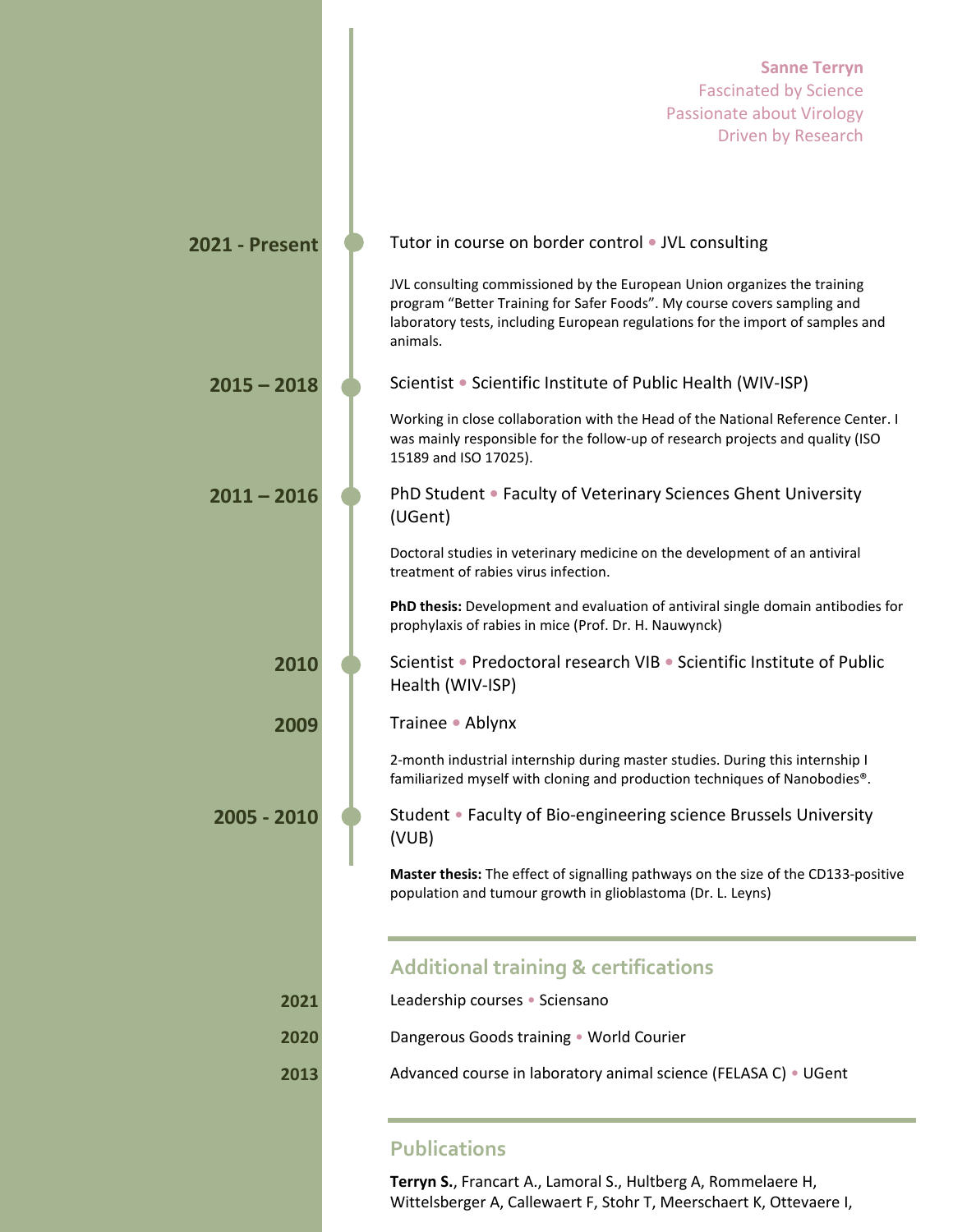**Sanne Terryn**
Fascinated by Science
Passionate about Virology
Driven by Research

**2021 - Present**

Tutor in course on border control • JVL consulting

JVL consulting commissioned by the European Union organizes the training program "Better Training for Safer Foods". My course covers sampling and laboratory tests, including European regulations for the import of samples and animals.

**2015 – 2018**

Scientist • Scientific Institute of Public Health (WIV-ISP)

Working in close collaboration with the Head of the National Reference Center. I was mainly responsible for the follow-up of research projects and quality (ISO 15189 and ISO 17025).

**2011 – 2016**

PhD Student • Faculty of Veterinary Sciences Ghent University (UGent)

Doctoral studies in veterinary medicine on the development of an antiviral treatment of rabies virus infection.

**PhD thesis:** Development and evaluation of antiviral single domain antibodies for prophylaxis of rabies in mice (Prof. Dr. H. Nauwynck)

**2010**

Scientist • Predoctoral research VIB • Scientific Institute of Public Health (WIV-ISP)

**2009**

Trainee • Ablynx

2-month industrial internship during master studies. During this internship I familiarized myself with cloning and production techniques of Nanobodies®.

**2005 - 2010**

Student • Faculty of Bio-engineering science Brussels University (VUB)

**Master thesis:** The effect of signalling pathways on the size of the CD133-positive population and tumour growth in glioblastoma (Dr. L. Leyns)

## Additional training & certifications

**2021** Leadership courses • Sciensano

**2020** Dangerous Goods training • World Courier

**2013** Advanced course in laboratory animal science (FELASA C) • UGent

## Publications

**Terryn S.**, Francart A., Lamoral S., Hultberg A, Rommelaere H, Wittelsberger A, Callewaert F, Stohr T, Meerschaert K, Ottevaere I,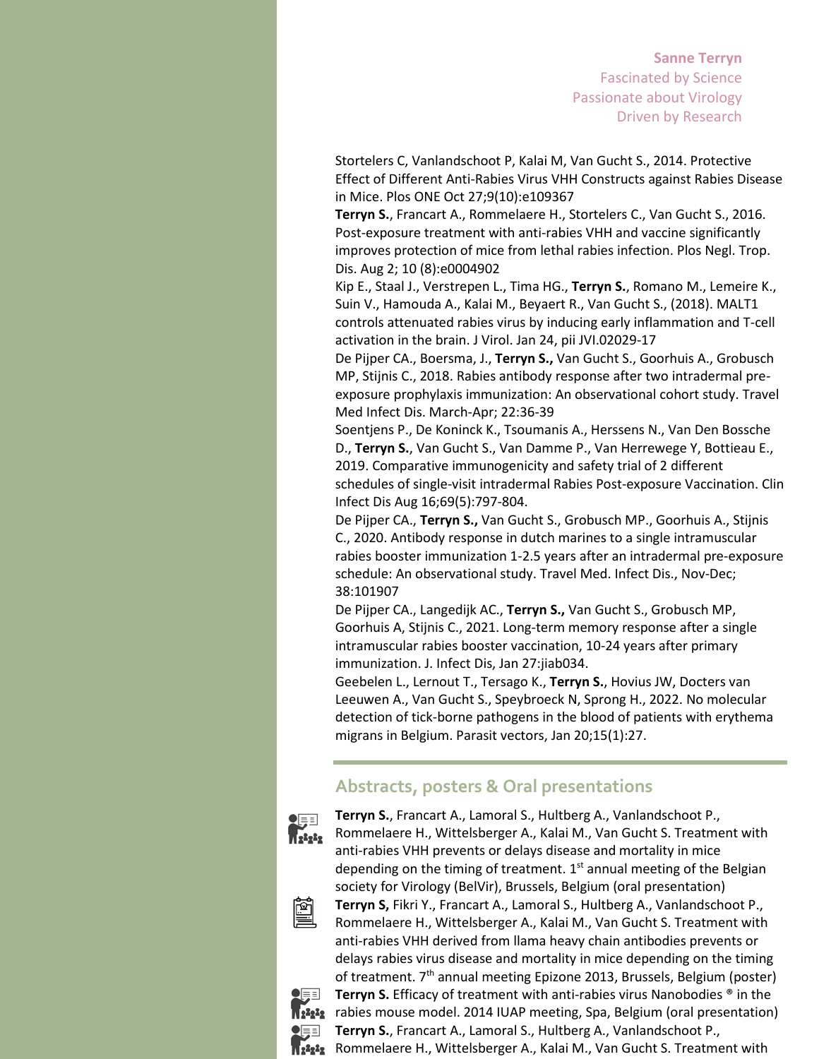Stortelers C, Vanlandschoot P, Kalai M, Van Gucht S., 2014. Protective Effect of Different Anti-Rabies Virus VHH Constructs against Rabies Disease in Mice. Plos ONE Oct 27;9(10):e109367

**Terryn S.**, Francart A., Rommelaere H., Stortelers C., Van Gucht S., 2016. Post-exposure treatment with anti-rabies VHH and vaccine significantly improves protection of mice from lethal rabies infection. Plos Negl. Trop. Dis. Aug 2; 10 (8):e0004902

Kip E., Staal J., Verstrepen L., Tima HG., **Terryn S.**, Romano M., Lemeire K., Suin V., Hamouda A., Kalai M., Beyaert R., Van Gucht S., (2018). MALT1 controls attenuated rabies virus by inducing early inflammation and T-cell activation in the brain. J Virol. Jan 24, pii JVI.02029-17

De Pijper CA., Boersma, J., **Terryn S.,** Van Gucht S., Goorhuis A., Grobusch MP, Stijnis C., 2018. Rabies antibody response after two intradermal pre-exposure prophylaxis immunization: An observational cohort study. Travel Med Infect Dis. March-Apr; 22:36-39

Soentjens P., De Koninck K., Tsoumanis A., Herssens N., Van Den Bossche D., **Terryn S.**, Van Gucht S., Van Damme P., Van Herrewege Y, Bottieau E., 2019. Comparative immunogenicity and safety trial of 2 different schedules of single-visit intradermal Rabies Post-exposure Vaccination. Clin Infect Dis Aug 16;69(5):797-804.

De Pijper CA., **Terryn S.,** Van Gucht S., Grobusch MP., Goorhuis A., Stijnis C., 2020. Antibody response in dutch marines to a single intramuscular rabies booster immunization 1-2.5 years after an intradermal pre-exposure schedule: An observational study. Travel Med. Infect Dis., Nov-Dec; 38:101907

De Pijper CA., Langedijk AC., **Terryn S.,** Van Gucht S., Grobusch MP, Goorhuis A, Stijnis C., 2021. Long-term memory response after a single intramuscular rabies booster vaccination, 10-24 years after primary immunization. J. Infect Dis, Jan 27:jiab034.

Geebelen L., Lernout T., Tersago K., **Terryn S.**, Hovius JW, Docters van Leeuwen A., Van Gucht S., Speybroeck N, Sprong H., 2022. No molecular detection of tick-borne pathogens in the blood of patients with erythema migrans in Belgium. Parasit vectors, Jan 20;15(1):27.

## Abstracts, posters & Oral presentations

**Terryn S.**, Francart A., Lamoral S., Hultberg A., Vanlandschoot P., Rommelaere H., Wittelsberger A., Kalai M., Van Gucht S. Treatment with anti-rabies VHH prevents or delays disease and mortality in mice depending on the timing of treatment. 1st annual meeting of the Belgian society for Virology (BelVir), Brussels, Belgium (oral presentation)

**Terryn S,** Fikri Y., Francart A., Lamoral S., Hultberg A., Vanlandschoot P., Rommelaere H., Wittelsberger A., Kalai M., Van Gucht S. Treatment with anti-rabies VHH derived from llama heavy chain antibodies prevents or delays rabies virus disease and mortality in mice depending on the timing of treatment. 7th annual meeting Epizone 2013, Brussels, Belgium (poster)

**Terryn S.** Efficacy of treatment with anti-rabies virus Nanobodies ® in the rabies mouse model. 2014 IUAP meeting, Spa, Belgium (oral presentation)

**Terryn S.**, Francart A., Lamoral S., Hultberg A., Vanlandschoot P., Rommelaere H., Wittelsberger A., Kalai M., Van Gucht S. Treatment with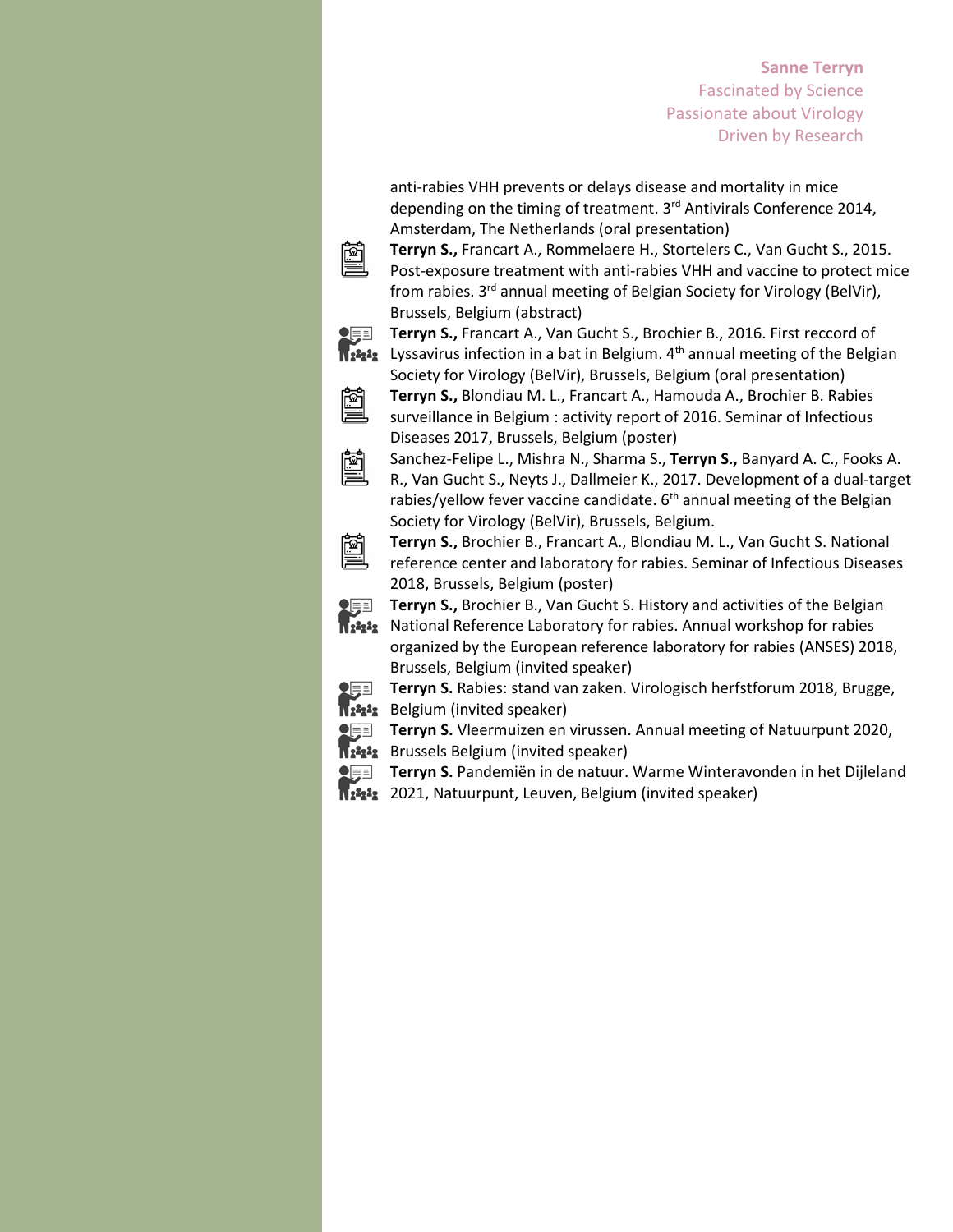anti-rabies VHH prevents or delays disease and mortality in mice depending on the timing of treatment. 3rd Antivirals Conference 2014, Amsterdam, The Netherlands (oral presentation)

**Terryn S.,** Francart A., Rommelaere H., Stortelers C., Van Gucht S., 2015. Post-exposure treatment with anti-rabies VHH and vaccine to protect mice from rabies. 3rd annual meeting of Belgian Society for Virology (BelVir), Brussels, Belgium (abstract)

**Terryn S.,** Francart A., Van Gucht S., Brochier B., 2016. First reccord of Lyssavirus infection in a bat in Belgium. 4th annual meeting of the Belgian Society for Virology (BelVir), Brussels, Belgium (oral presentation)

**Terryn S.,** Blondiau M. L., Francart A., Hamouda A., Brochier B. Rabies surveillance in Belgium : activity report of 2016. Seminar of Infectious Diseases 2017, Brussels, Belgium (poster)

Sanchez-Felipe L., Mishra N., Sharma S., **Terryn S.,** Banyard A. C., Fooks A. R., Van Gucht S., Neyts J., Dallmeier K., 2017. Development of a dual-target rabies/yellow fever vaccine candidate. 6th annual meeting of the Belgian Society for Virology (BelVir), Brussels, Belgium.

**Terryn S.,** Brochier B., Francart A., Blondiau M. L., Van Gucht S. National reference center and laboratory for rabies. Seminar of Infectious Diseases 2018, Brussels, Belgium (poster)

**Terryn S.,** Brochier B., Van Gucht S. History and activities of the Belgian National Reference Laboratory for rabies. Annual workshop for rabies organized by the European reference laboratory for rabies (ANSES) 2018, Brussels, Belgium (invited speaker)

**Terryn S.** Rabies: stand van zaken. Virologisch herfstforum 2018, Brugge, Belgium (invited speaker)

**Terryn S.** Vleermuizen en virussen. Annual meeting of Natuurpunt 2020, Brussels Belgium (invited speaker)

**Terryn S.** Pandemiën in de natuur. Warme Winteravonden in het Dijleland 2021, Natuurpunt, Leuven, Belgium (invited speaker)